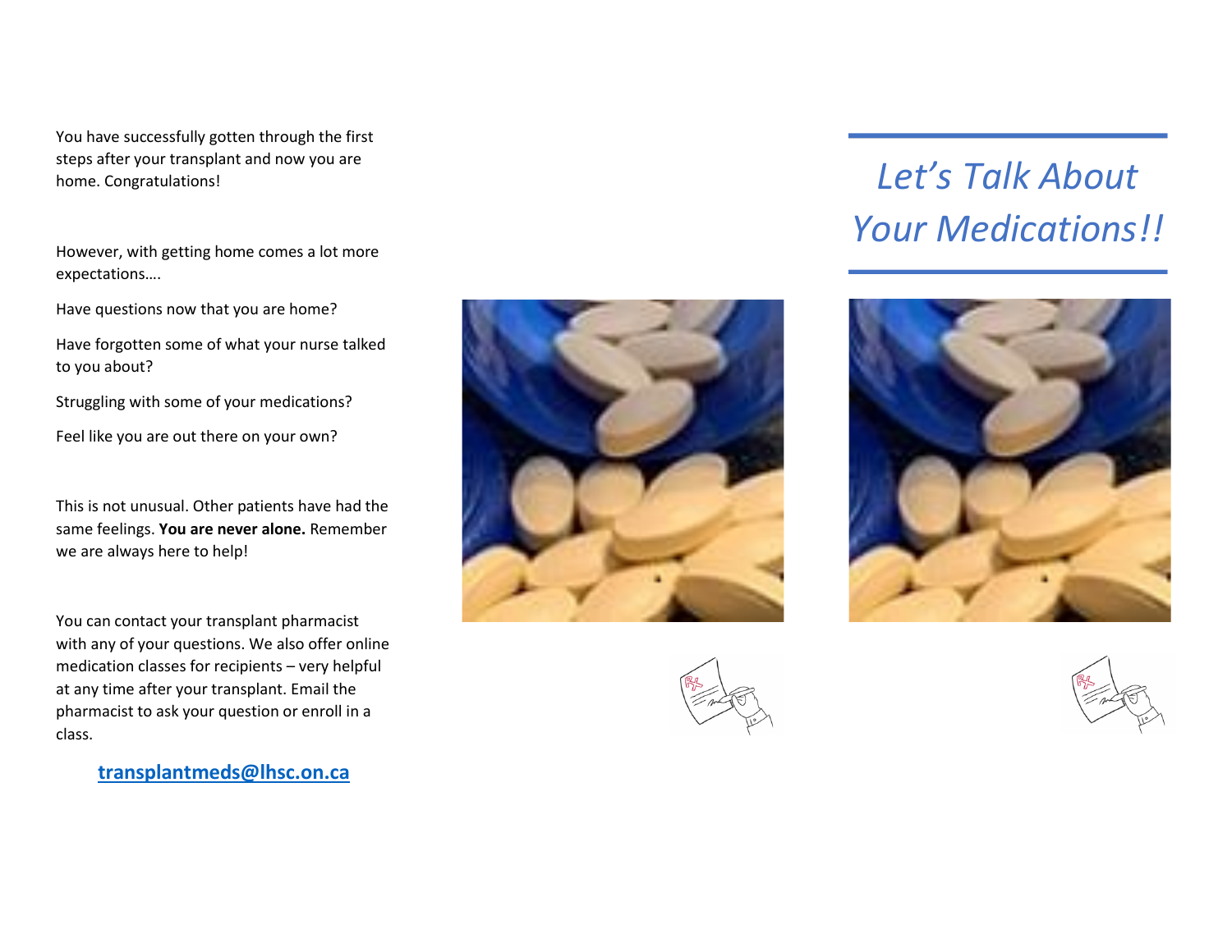You have successfully gotten through the first steps after your transplant and now you are home. Congratulations!

However, with getting home comes a lot more expectations….

Have questions now that you are home?

Have forgotten some of what your nurse talked to you about?

Struggling with some of your medications?

Feel like you are out there on your own?

This is not unusual. Other patients have had the same feelings. **You are never alone.** Remember we are always here to help!

You can contact your transplant pharmacist with any of your questions. We also offer online medication classes for recipients – very helpful at any time after your transplant. Email the pharmacist to ask your question or enroll in a class.

**transplantmeds@lhsc.on.ca**

# *Let's Talk About Your Medications!!*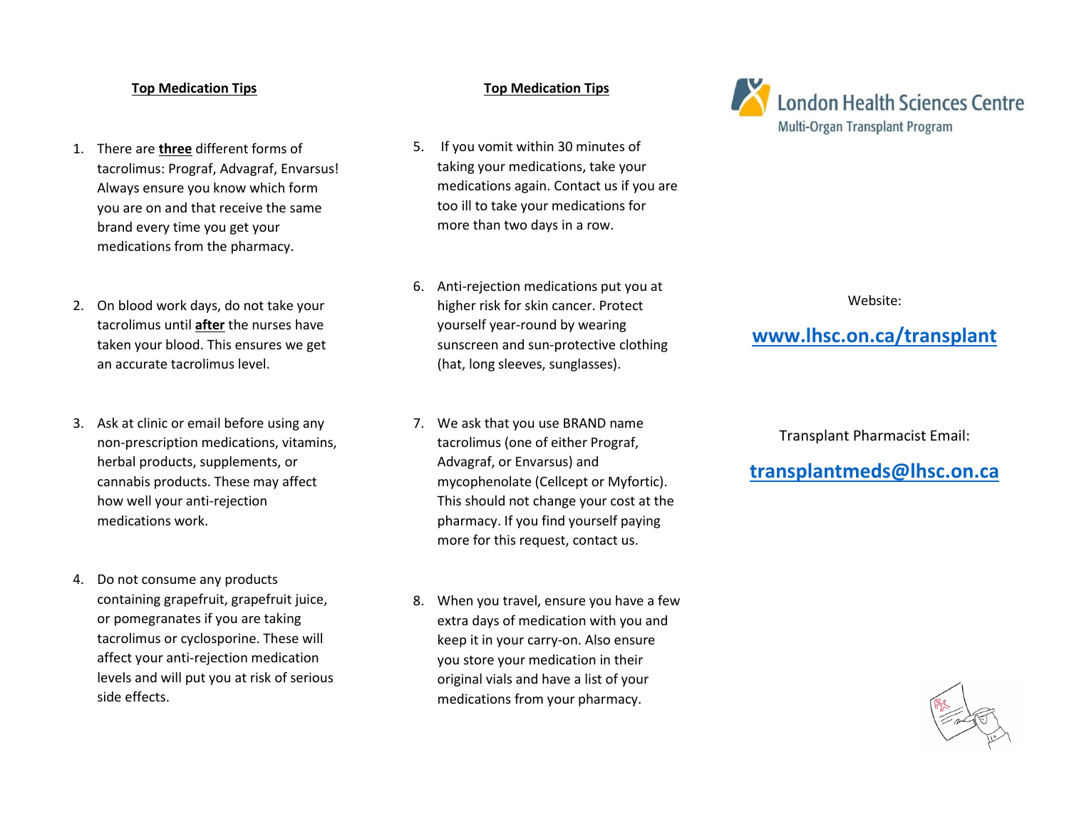## Top Medication Tips

1. There are **three** different forms of tacrolimus: Prograf, Advagraf, Envarsus! Always ensure you know which form you are on and that receive the same brand every time you get your medications from the pharmacy.

2. On blood work days, do not take your tacrolimus until **after** the nurses have taken your blood. This ensures we get an accurate tacrolimus level.

3. Ask at clinic or email before using any non-prescription medications, vitamins, herbal products, supplements, or cannabis products. These may affect how well your anti-rejection medications work.

4. Do not consume any products containing grapefruit, grapefruit juice, or pomegranates if you are taking tacrolimus or cyclosporine. These will affect your anti-rejection medication levels and will put you at risk of serious side effects.

## Top Medication Tips

5. If you vomit within 30 minutes of taking your medications, take your medications again. Contact us if you are too ill to take your medications for more than two days in a row.

6. Anti-rejection medications put you at higher risk for skin cancer. Protect yourself year-round by wearing sunscreen and sun-protective clothing (hat, long sleeves, sunglasses).

7. We ask that you use BRAND name tacrolimus (one of either Prograf, Advagraf, or Envarsus) and mycophenolate (Cellcept or Myfortic). This should not change your cost at the pharmacy. If you find yourself paying more for this request, contact us.

8. When you travel, ensure you have a few extra days of medication with you and keep it in your carry-on. Also ensure you store your medication in their original vials and have a list of your medications from your pharmacy.

London Health Sciences Centre
Multi-Organ Transplant Program

Website:

**www.lhsc.on.ca/transplant**

Transplant Pharmacist Email:

**transplantmeds@lhsc.on.ca**